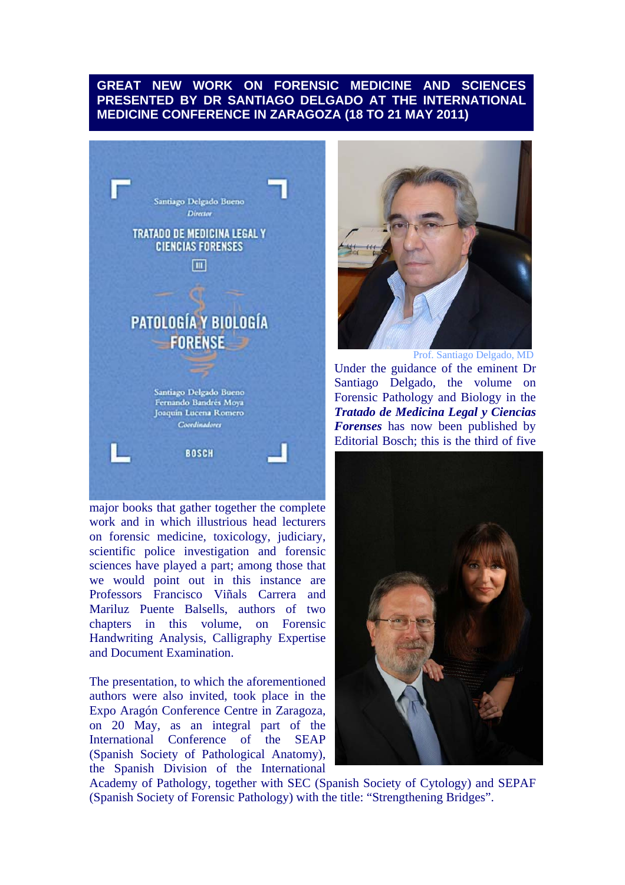# GREAT NEW WORK ON FORENSIC MEDICINE AND SCIENCES PRESENTED BY DR SANTIAGO DELGADO AT THE INTERNATIONAL MEDICINE CONFERENCE IN ZARAGOZA (18 TO 21 MAY 2011)

Prof. Santiago Delgado, MD

Under the guidance of the eminent Dr Santiago Delgado, the volume on Forensic Pathology and Biology in the ***Tratado de Medicina Legal y Ciencias Forenses*** has now been published by Editorial Bosch; this is the third of five major books that gather together the complete work and in which illustrious head lecturers on forensic medicine, toxicology, judiciary, scientific police investigation and forensic sciences have played a part; among those that we would point out in this instance are Professors Francisco Viñals Carrera and Mariluz Puente Balsells, authors of two chapters in this volume, on Forensic Handwriting Analysis, Calligraphy Expertise and Document Examination.

The presentation, to which the aforementioned authors were also invited, took place in the Expo Aragón Conference Centre in Zaragoza, on 20 May, as an integral part of the International Conference of the SEAP (Spanish Society of Pathological Anatomy), the Spanish Division of the International Academy of Pathology, together with SEC (Spanish Society of Cytology) and SEPAF (Spanish Society of Forensic Pathology) with the title: "Strengthening Bridges".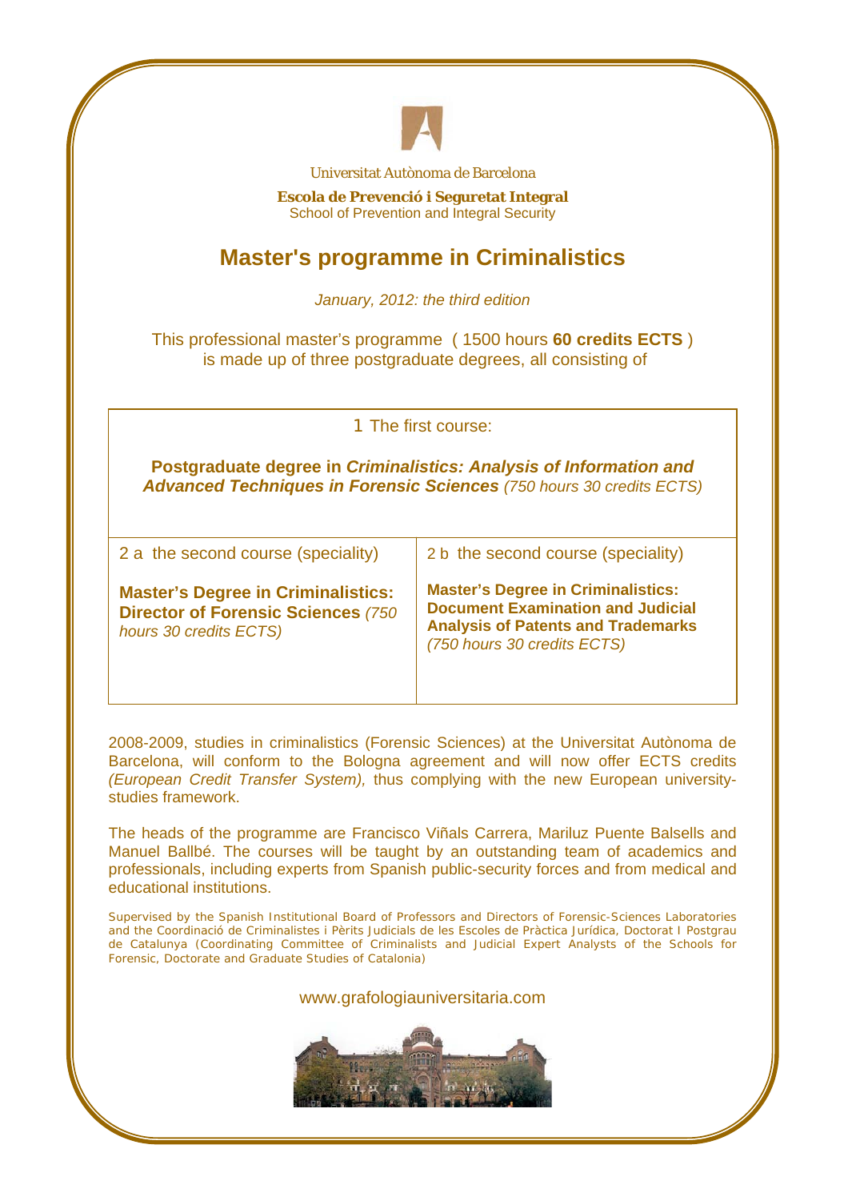Universitat Autònoma de Barcelona

**Escola de Prevenció i Seguretat Integral**
School of Prevention and Integral Security

# Master's programme in Criminalistics

*January, 2012: the third edition*

This professional master's programme ( 1500 hours **60 credits ECTS** ) is made up of three postgraduate degrees, all consisting of

1 The first course:

**Postgraduate degree in *Criminalistics: Analysis of Information and Advanced Techniques in Forensic Sciences*** *(750 hours 30 credits ECTS)*

| 2 a the second course (speciality) | 2 b the second course (speciality) |
|---|---|
| **Master's Degree in Criminalistics: Director of Forensic Sciences** *(750 hours 30 credits ECTS)* | **Master's Degree in Criminalistics: Document Examination and Judicial Analysis of Patents and Trademarks** *(750 hours 30 credits ECTS)* |

2008-2009, studies in criminalistics (Forensic Sciences) at the Universitat Autònoma de Barcelona, will conform to the Bologna agreement and will now offer ECTS credits *(European Credit Transfer System),* thus complying with the new European university-studies framework.

The heads of the programme are Francisco Viñals Carrera, Mariluz Puente Balsells and Manuel Ballbé. The courses will be taught by an outstanding team of academics and professionals, including experts from Spanish public-security forces and from medical and educational institutions.

Supervised by the Spanish Institutional Board of Professors and Directors of Forensic-Sciences Laboratories and the Coordinació de Criminalistes i Pèrits Judicials de les Escoles de Pràctica Jurídica, Doctorat I Postgrau de Catalunya (Coordinating Committee of Criminalists and Judicial Expert Analysts of the Schools for Forensic, Doctorate and Graduate Studies of Catalonia)

www.grafologiauniversitaria.com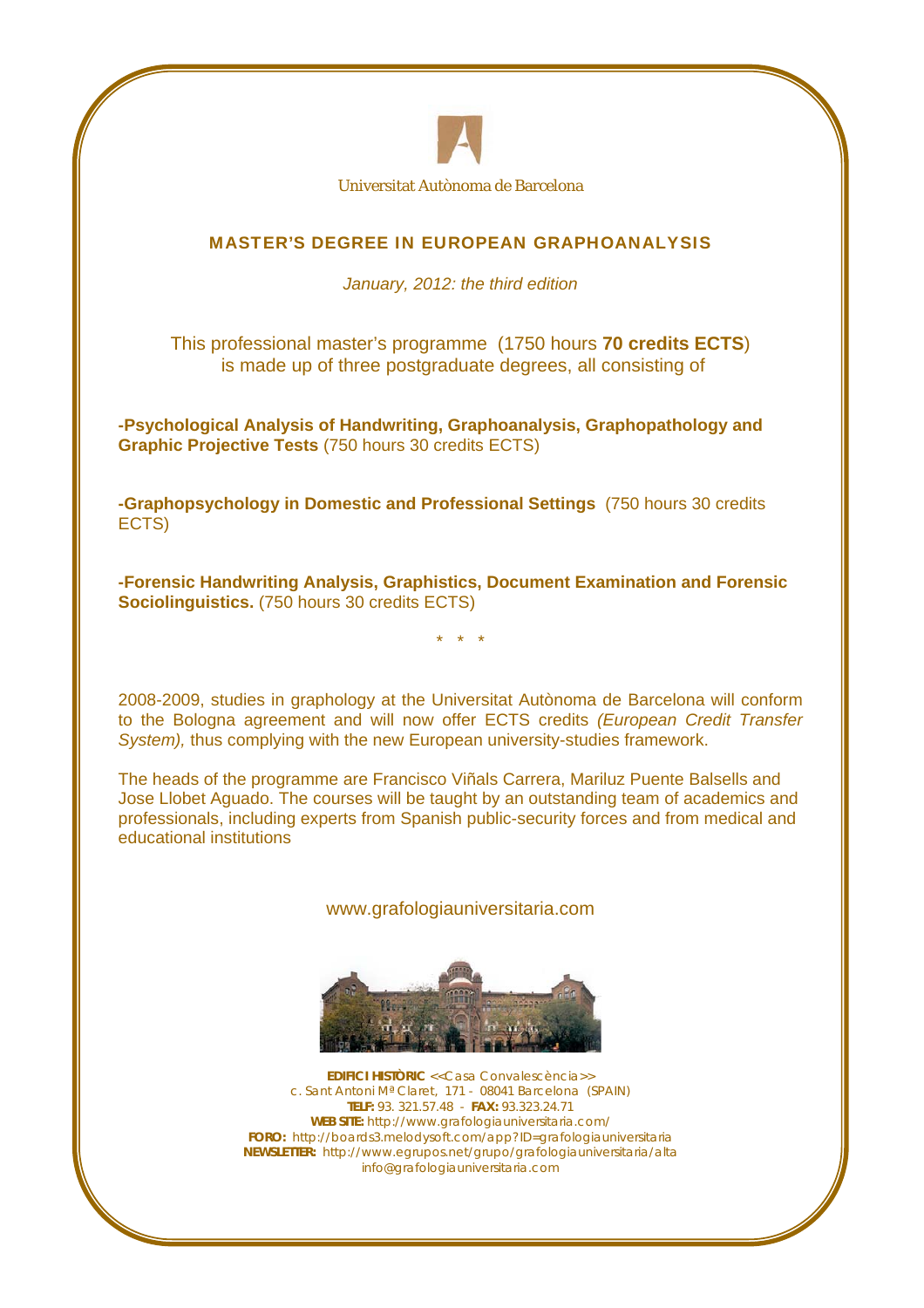Universitat Autònoma de Barcelona

## MASTER'S DEGREE IN EUROPEAN GRAPHOANALYSIS

*January, 2012: the third edition*

This professional master's programme (1750 hours **70 credits ECTS**) is made up of three postgraduate degrees, all consisting of

**-Psychological Analysis of Handwriting, Graphoanalysis, Graphopathology and Graphic Projective Tests** (750 hours 30 credits ECTS)

**-Graphopsychology in Domestic and Professional Settings** (750 hours 30 credits ECTS)

**-Forensic Handwriting Analysis, Graphistics, Document Examination and Forensic Sociolinguistics.** (750 hours 30 credits ECTS)

\* \* \*

2008-2009, studies in graphology at the Universitat Autònoma de Barcelona will conform to the Bologna agreement and will now offer ECTS credits *(European Credit Transfer System),* thus complying with the new European university-studies framework.

The heads of the programme are Francisco Viñals Carrera, Mariluz Puente Balsells and Jose Llobet Aguado. The courses will be taught by an outstanding team of academics and professionals, including experts from Spanish public-security forces and from medical and educational institutions

www.grafologiauniversitaria.com

**EDIFICI HISTÒRIC** <<Casa Convalescència>>
c. Sant Antoni Mª Claret, 171 - 08041 Barcelona (SPAIN)
**TELF:** 93. 321.57.48 - **FAX:** 93.323.24.71
**WEB SITE:** http://www.grafologiauniversitaria.com/
**FORO:** http://boards3.melodysoft.com/app?ID=grafologiauniversitaria
**NEWSLETTER:** http://www.egrupos.net/grupo/grafologiauniversitaria/alta
info@grafologiauniversitaria.com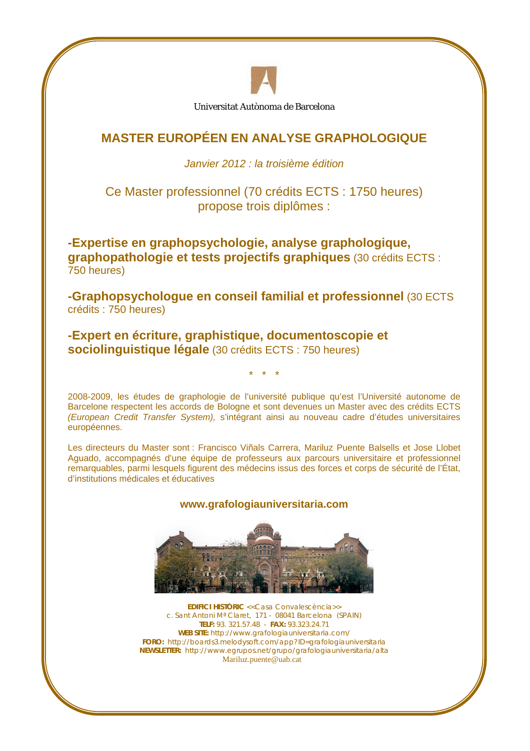Universitat Autònoma de Barcelona

# MASTER EUROPÉEN EN ANALYSE GRAPHOLOGIQUE

*Janvier 2012 : la troisième édition*

Ce Master professionnel (70 crédits ECTS : 1750 heures) propose trois diplômes :

**-Expertise en graphopsychologie, analyse graphologique, graphopathologie et tests projectifs graphiques** (30 crédits ECTS : 750 heures)

**-Graphopsychologue en conseil familial et professionnel** (30 ECTS crédits : 750 heures)

**-Expert en écriture, graphistique, documentoscopie et sociolinguistique légale** (30 crédits ECTS : 750 heures)

\* \* \*

2008-2009, les études de graphologie de l'université publique qu'est l'Université autonome de Barcelone respectent les accords de Bologne et sont devenues un Master avec des crédits ECTS *(European Credit Transfer System)*, s'intégrant ainsi au nouveau cadre d'études universitaires européennes.

Les directeurs du Master sont : Francisco Viñals Carrera, Mariluz Puente Balsells et Jose Llobet Aguado, accompagnés d'une équipe de professeurs aux parcours universitaire et professionnel remarquables, parmi lesquels figurent des médecins issus des forces et corps de sécurité de l'État, d'institutions médicales et éducatives

**www.grafologiauniversitaria.com**

**EDIFICI HISTÒRIC** <<Casa Convalescència>>
c. Sant Antoni Mª Claret, 171 - 08041 Barcelona (SPAIN)
**TELF:** 93. 321.57.48 - **FAX:** 93.323.24.71
**WEB SITE:** http://www.grafologiauniversitaria.com/
**FORO:** http://boards3.melodysoft.com/app?ID=grafologiauniversitaria
**NEWSLETTER:** http://www.egrupos.net/grupo/grafologiauniversitaria/alta
Mariluz.puente@uab.cat